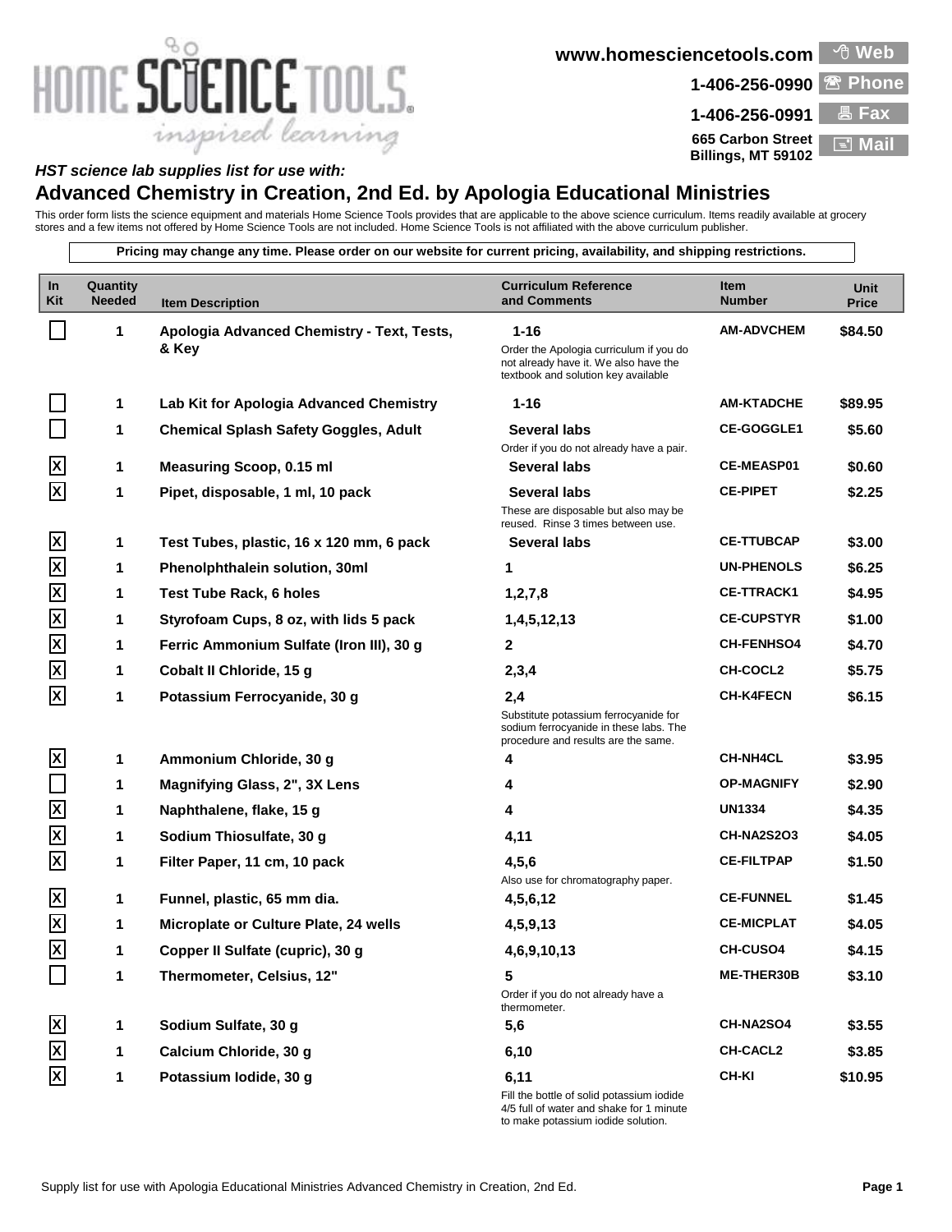HOME SCIENCE TOOLS®
inspired learning

www.homesciencetools.com — Web
1-406-256-0990 — Phone
1-406-256-0991 — Fax
665 Carbon Street, Billings, MT 59102 — Mail

*HST science lab supplies list for use with:*

# Advanced Chemistry in Creation, 2nd Ed. by Apologia Educational Ministries

This order form lists the science equipment and materials Home Science Tools provides that are applicable to the above science curriculum. Items readily available at grocery stores and a few items not offered by Home Science Tools are not included. Home Science Tools is not affiliated with the above curriculum publisher.

**Pricing may change any time. Please order on our website for current pricing, availability, and shipping restrictions.**

| In Kit | Quantity Needed | Item Description | Curriculum Reference and Comments | Item Number | Unit Price |
|---|---|---|---|---|---|
| [ ] | 1 | **Apologia Advanced Chemistry - Text, Tests, & Key** | **1-16** Order the Apologia curriculum if you do not already have it. We also have the textbook and solution key available | **AM-ADVCHEM** | **$84.50** |
| [ ] | 1 | **Lab Kit for Apologia Advanced Chemistry** | **1-16** | **AM-KTADCHE** | **$89.95** |
| [ ] | 1 | **Chemical Splash Safety Goggles, Adult** | **Several labs** Order if you do not already have a pair. | **CE-GOGGLE1** | **$5.60** |
| [X] | 1 | **Measuring Scoop, 0.15 ml** | **Several labs** | **CE-MEASP01** | **$0.60** |
| [X] | 1 | **Pipet, disposable, 1 ml, 10 pack** | **Several labs** These are disposable but also may be reused. Rinse 3 times between use. | **CE-PIPET** | **$2.25** |
| [X] | 1 | **Test Tubes, plastic, 16 x 120 mm, 6 pack** | **Several labs** | **CE-TTUBCAP** | **$3.00** |
| [X] | 1 | **Phenolphthalein solution, 30ml** | **1** | **UN-PHENOLS** | **$6.25** |
| [X] | 1 | **Test Tube Rack, 6 holes** | **1,2,7,8** | **CE-TTRACK1** | **$4.95** |
| [X] | 1 | **Styrofoam Cups, 8 oz, with lids 5 pack** | **1,4,5,12,13** | **CE-CUPSTYR** | **$1.00** |
| [X] | 1 | **Ferric Ammonium Sulfate (Iron III), 30 g** | **2** | **CH-FENHSO4** | **$4.70** |
| [X] | 1 | **Cobalt II Chloride, 15 g** | **2,3,4** | **CH-COCL2** | **$5.75** |
| [X] | 1 | **Potassium Ferrocyanide, 30 g** | **2,4** Substitute potassium ferrocyanide for sodium ferrocyanide in these labs. The procedure and results are the same. | **CH-K4FECN** | **$6.15** |
| [X] | 1 | **Ammonium Chloride, 30 g** | **4** | **CH-NH4CL** | **$3.95** |
| [ ] | 1 | **Magnifying Glass, 2", 3X Lens** | **4** | **OP-MAGNIFY** | **$2.90** |
| [X] | 1 | **Naphthalene, flake, 15 g** | **4** | **UN1334** | **$4.35** |
| [X] | 1 | **Sodium Thiosulfate, 30 g** | **4,11** | **CH-NA2S2O3** | **$4.05** |
| [X] | 1 | **Filter Paper, 11 cm, 10 pack** | **4,5,6** Also use for chromatography paper. | **CE-FILTPAP** | **$1.50** |
| [X] | 1 | **Funnel, plastic, 65 mm dia.** | **4,5,6,12** | **CE-FUNNEL** | **$1.45** |
| [X] | 1 | **Microplate or Culture Plate, 24 wells** | **4,5,9,13** | **CE-MICPLAT** | **$4.05** |
| [X] | 1 | **Copper II Sulfate (cupric), 30 g** | **4,6,9,10,13** | **CH-CUSO4** | **$4.15** |
| [ ] | 1 | **Thermometer, Celsius, 12"** | **5** Order if you do not already have a thermometer. | **ME-THER30B** | **$3.10** |
| [X] | 1 | **Sodium Sulfate, 30 g** | **5,6** | **CH-NA2SO4** | **$3.55** |
| [X] | 1 | **Calcium Chloride, 30 g** | **6,10** | **CH-CACL2** | **$3.85** |
| [X] | 1 | **Potassium Iodide, 30 g** | **6,11** Fill the bottle of solid potassium iodide 4/5 full of water and shake for 1 minute to make potassium iodide solution. | **CH-KI** | **$10.95** |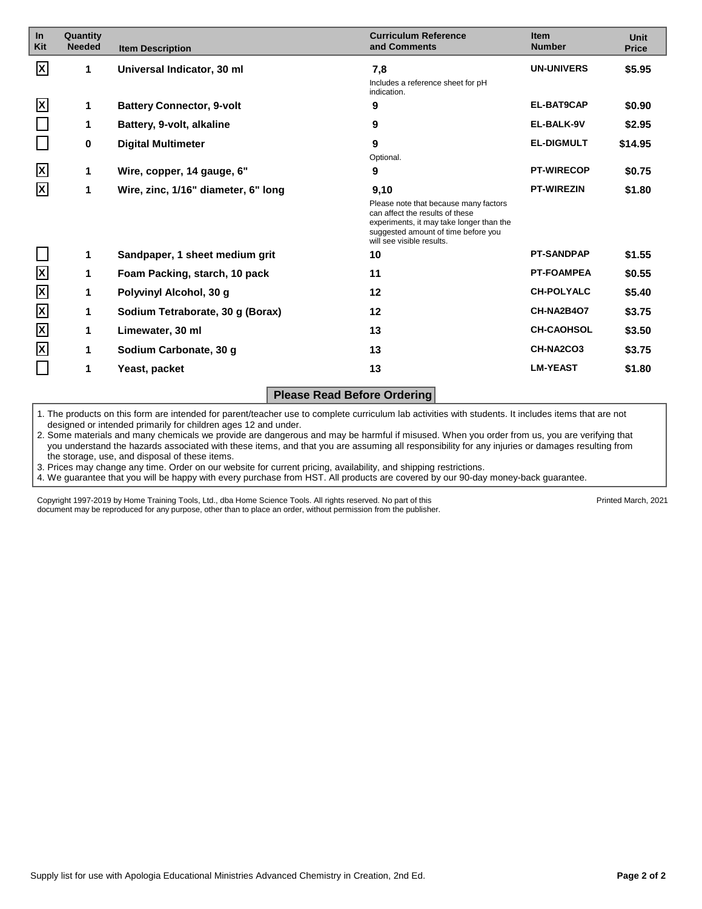| In Kit | Quantity Needed | Item Description | Curriculum Reference and Comments | Item Number | Unit Price |
|---|---|---|---|---|---|
| X | 1 | **Universal Indicator, 30 ml** | 7,8<br>Includes a reference sheet for pH indication. | UN-UNIVERS | $5.95 |
| X | 1 | **Battery Connector, 9-volt** | 9 | EL-BAT9CAP | $0.90 |
| | 1 | **Battery, 9-volt, alkaline** | 9 | EL-BALK-9V | $2.95 |
| | 0 | **Digital Multimeter** | 9<br>Optional. | EL-DIGMULT | $14.95 |
| X | 1 | **Wire, copper, 14 gauge, 6"** | 9 | PT-WIRECOP | $0.75 |
| X | 1 | **Wire, zinc, 1/16" diameter, 6" long** | 9,10<br>Please note that because many factors can affect the results of these experiments, it may take longer than the suggested amount of time before you will see visible results. | PT-WIREZIN | $1.80 |
| | 1 | **Sandpaper, 1 sheet medium grit** | 10 | PT-SANDPAP | $1.55 |
| X | 1 | **Foam Packing, starch, 10 pack** | 11 | PT-FOAMPEA | $0.55 |
| X | 1 | **Polyvinyl Alcohol, 30 g** | 12 | CH-POLYALC | $5.40 |
| X | 1 | **Sodium Tetraborate, 30 g (Borax)** | 12 | CH-NA2B4O7 | $3.75 |
| X | 1 | **Limewater, 30 ml** | 13 | CH-CAOHSOL | $3.50 |
| X | 1 | **Sodium Carbonate, 30 g** | 13 | CH-NA2CO3 | $3.75 |
| | 1 | **Yeast, packet** | 13 | LM-YEAST | $1.80 |

## Please Read Before Ordering

1. The products on this form are intended for parent/teacher use to complete curriculum lab activities with students. It includes items that are not designed or intended primarily for children ages 12 and under.
2. Some materials and many chemicals we provide are dangerous and may be harmful if misused. When you order from us, you are verifying that you understand the hazards associated with these items, and that you are assuming all responsibility for any injuries or damages resulting from the storage, use, and disposal of these items.
3. Prices may change any time. Order on our website for current pricing, availability, and shipping restrictions.
4. We guarantee that you will be happy with every purchase from HST. All products are covered by our 90-day money-back guarantee.

Copyright 1997-2019 by Home Training Tools, Ltd., dba Home Science Tools. All rights reserved. No part of this document may be reproduced for any purpose, other than to place an order, without permission from the publisher.

Printed March, 2021

Supply list for use with Apologia Educational Ministries Advanced Chemistry in Creation, 2nd Ed.